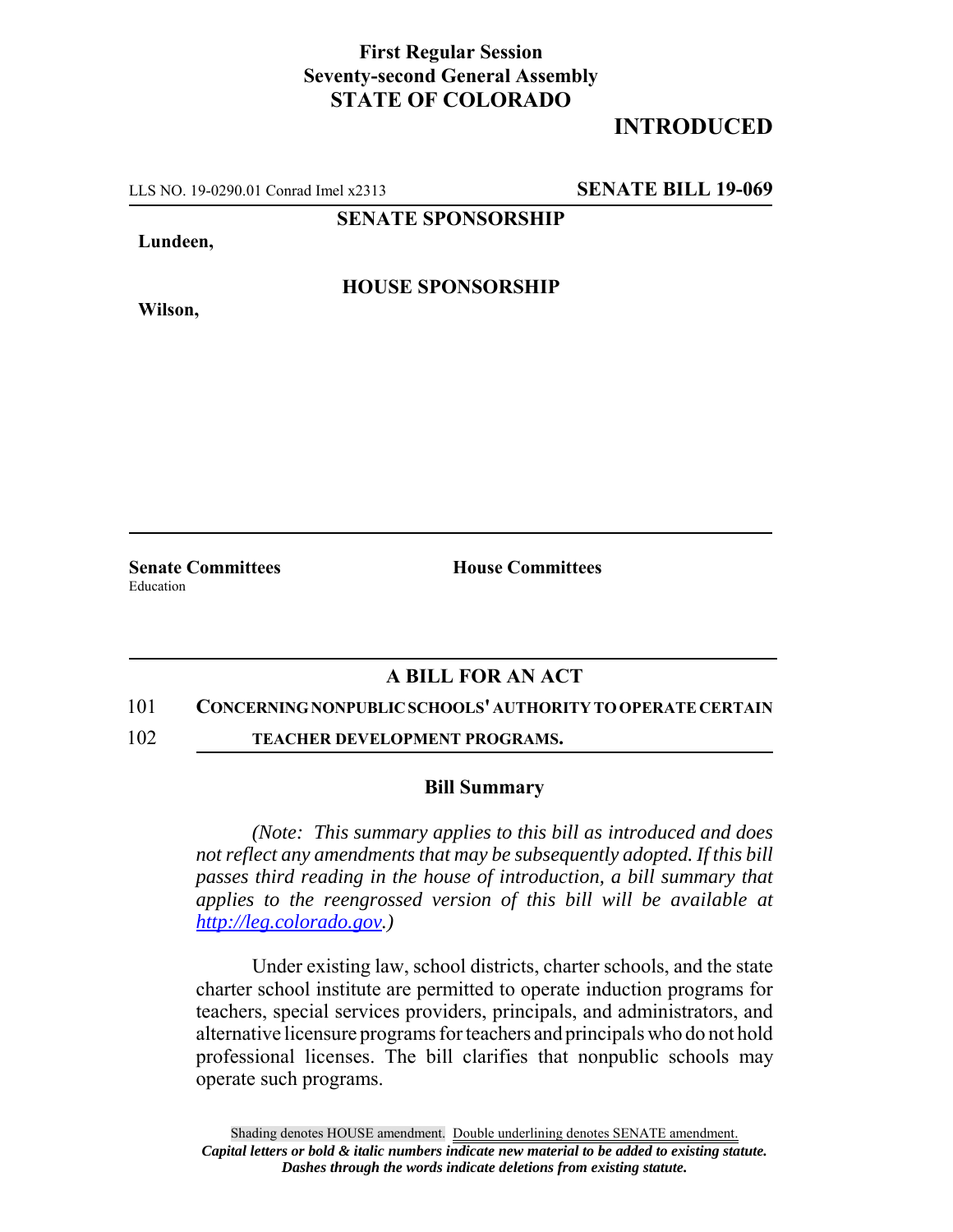**First Regular Session**
**Seventy-second General Assembly**
**STATE OF COLORADO**

# INTRODUCED

LLS NO. 19-0290.01 Conrad Imel x2313 **SENATE BILL 19-069**

**SENATE SPONSORSHIP**

**Lundeen,**

**HOUSE SPONSORSHIP**

**Wilson,**

**Senate Committees**
Education

**House Committees**

## A BILL FOR AN ACT

101 **CONCERNING NONPUBLIC SCHOOLS' AUTHORITY TO OPERATE CERTAIN**
102 **TEACHER DEVELOPMENT PROGRAMS.**

### Bill Summary

*(Note: This summary applies to this bill as introduced and does not reflect any amendments that may be subsequently adopted. If this bill passes third reading in the house of introduction, a bill summary that applies to the reengrossed version of this bill will be available at http://leg.colorado.gov.)*

Under existing law, school districts, charter schools, and the state charter school institute are permitted to operate induction programs for teachers, special services providers, principals, and administrators, and alternative licensure programs for teachers and principals who do not hold professional licenses. The bill clarifies that nonpublic schools may operate such programs.

Shading denotes HOUSE amendment. Double underlining denotes SENATE amendment.
***Capital letters or bold & italic numbers indicate new material to be added to existing statute.***
***Dashes through the words indicate deletions from existing statute.***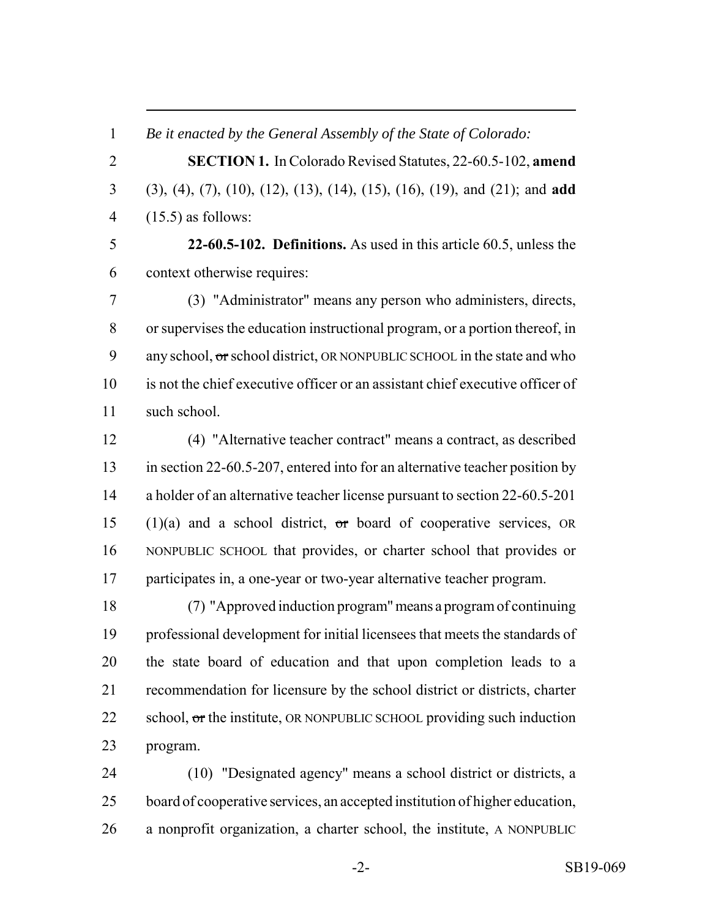*Be it enacted by the General Assembly of the State of Colorado:*

**SECTION 1.** In Colorado Revised Statutes, 22-60.5-102, **amend** (3), (4), (7), (10), (12), (13), (14), (15), (16), (19), and (21); and **add** (15.5) as follows:

**22-60.5-102. Definitions.** As used in this article 60.5, unless the context otherwise requires:

(3) "Administrator" means any person who administers, directs, or supervises the education instructional program, or a portion thereof, in any school, ~~or~~ school district, OR NONPUBLIC SCHOOL in the state and who is not the chief executive officer or an assistant chief executive officer of such school.

(4) "Alternative teacher contract" means a contract, as described in section 22-60.5-207, entered into for an alternative teacher position by a holder of an alternative teacher license pursuant to section 22-60.5-201 (1)(a) and a school district, ~~or~~ board of cooperative services, OR NONPUBLIC SCHOOL that provides, or charter school that provides or participates in, a one-year or two-year alternative teacher program.

(7) "Approved induction program" means a program of continuing professional development for initial licensees that meets the standards of the state board of education and that upon completion leads to a recommendation for licensure by the school district or districts, charter school, ~~or~~ the institute, OR NONPUBLIC SCHOOL providing such induction program.

(10) "Designated agency" means a school district or districts, a board of cooperative services, an accepted institution of higher education, a nonprofit organization, a charter school, the institute, A NONPUBLIC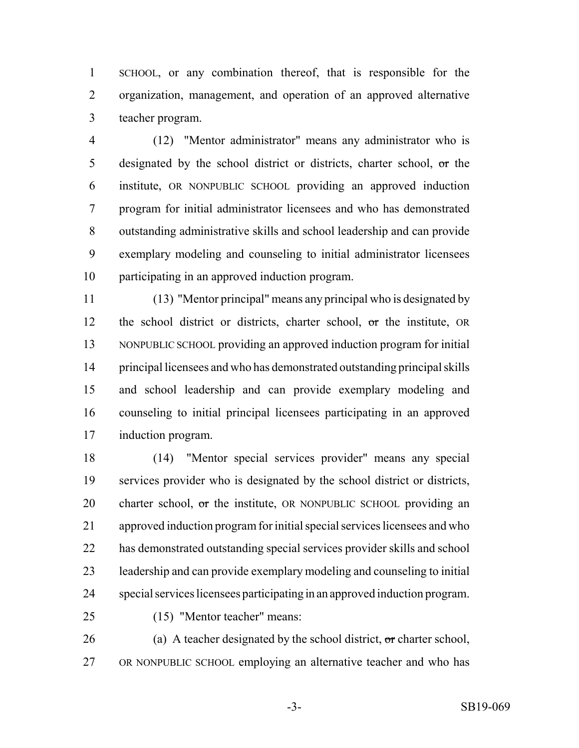SCHOOL, or any combination thereof, that is responsible for the organization, management, and operation of an approved alternative teacher program.

(12) "Mentor administrator" means any administrator who is designated by the school district or districts, charter school, ~~or~~ the institute, OR NONPUBLIC SCHOOL providing an approved induction program for initial administrator licensees and who has demonstrated outstanding administrative skills and school leadership and can provide exemplary modeling and counseling to initial administrator licensees participating in an approved induction program.

(13) "Mentor principal" means any principal who is designated by the school district or districts, charter school, ~~or~~ the institute, OR NONPUBLIC SCHOOL providing an approved induction program for initial principal licensees and who has demonstrated outstanding principal skills and school leadership and can provide exemplary modeling and counseling to initial principal licensees participating in an approved induction program.

(14) "Mentor special services provider" means any special services provider who is designated by the school district or districts, charter school, ~~or~~ the institute, OR NONPUBLIC SCHOOL providing an approved induction program for initial special services licensees and who has demonstrated outstanding special services provider skills and school leadership and can provide exemplary modeling and counseling to initial special services licensees participating in an approved induction program.

(15) "Mentor teacher" means:

(a) A teacher designated by the school district, ~~or~~ charter school, OR NONPUBLIC SCHOOL employing an alternative teacher and who has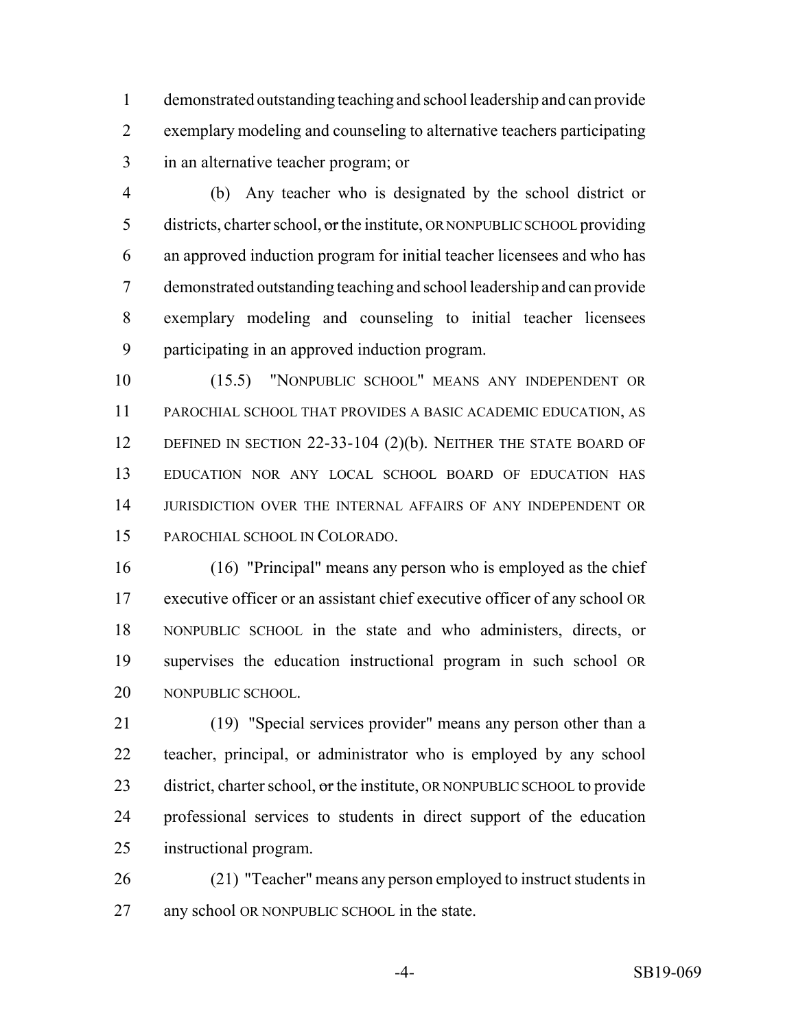demonstrated outstanding teaching and school leadership and can provide exemplary modeling and counseling to alternative teachers participating in an alternative teacher program; or

(b) Any teacher who is designated by the school district or districts, charter school, ~~or~~ the institute, OR NONPUBLIC SCHOOL providing an approved induction program for initial teacher licensees and who has demonstrated outstanding teaching and school leadership and can provide exemplary modeling and counseling to initial teacher licensees participating in an approved induction program.

(15.5) "NONPUBLIC SCHOOL" MEANS ANY INDEPENDENT OR PAROCHIAL SCHOOL THAT PROVIDES A BASIC ACADEMIC EDUCATION, AS DEFINED IN SECTION 22-33-104 (2)(b). NEITHER THE STATE BOARD OF EDUCATION NOR ANY LOCAL SCHOOL BOARD OF EDUCATION HAS JURISDICTION OVER THE INTERNAL AFFAIRS OF ANY INDEPENDENT OR PAROCHIAL SCHOOL IN COLORADO.

(16) "Principal" means any person who is employed as the chief executive officer or an assistant chief executive officer of any school OR NONPUBLIC SCHOOL in the state and who administers, directs, or supervises the education instructional program in such school OR NONPUBLIC SCHOOL.

(19) "Special services provider" means any person other than a teacher, principal, or administrator who is employed by any school district, charter school, ~~or~~ the institute, OR NONPUBLIC SCHOOL to provide professional services to students in direct support of the education instructional program.

(21) "Teacher" means any person employed to instruct students in any school OR NONPUBLIC SCHOOL in the state.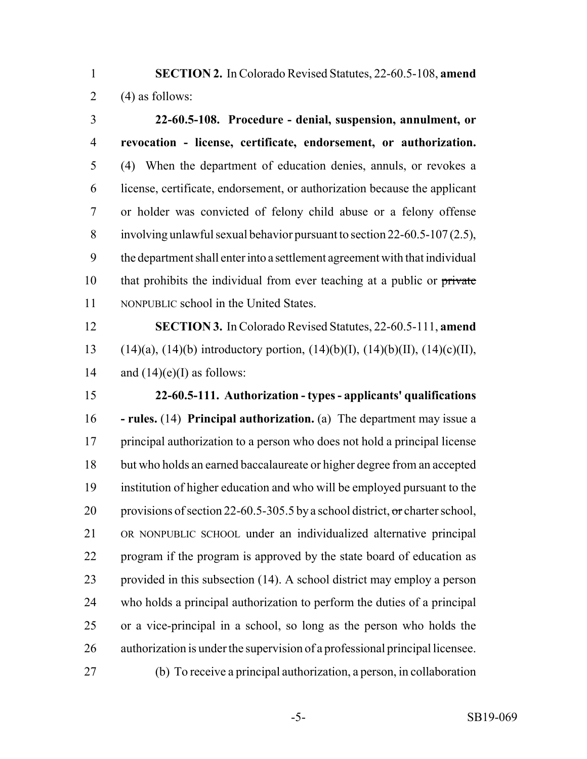**SECTION 2.** In Colorado Revised Statutes, 22-60.5-108, **amend** (4) as follows:

**22-60.5-108. Procedure - denial, suspension, annulment, or revocation - license, certificate, endorsement, or authorization.** (4) When the department of education denies, annuls, or revokes a license, certificate, endorsement, or authorization because the applicant or holder was convicted of felony child abuse or a felony offense involving unlawful sexual behavior pursuant to section 22-60.5-107 (2.5), the department shall enter into a settlement agreement with that individual that prohibits the individual from ever teaching at a public or ~~private~~ NONPUBLIC school in the United States.

**SECTION 3.** In Colorado Revised Statutes, 22-60.5-111, **amend** (14)(a), (14)(b) introductory portion, (14)(b)(I), (14)(b)(II), (14)(c)(II), and (14)(e)(I) as follows:

**22-60.5-111. Authorization - types - applicants' qualifications - rules.** (14) **Principal authorization.** (a) The department may issue a principal authorization to a person who does not hold a principal license but who holds an earned baccalaureate or higher degree from an accepted institution of higher education and who will be employed pursuant to the provisions of section 22-60.5-305.5 by a school district, ~~or~~ charter school, OR NONPUBLIC SCHOOL under an individualized alternative principal program if the program is approved by the state board of education as provided in this subsection (14). A school district may employ a person who holds a principal authorization to perform the duties of a principal or a vice-principal in a school, so long as the person who holds the authorization is under the supervision of a professional principal licensee.

(b) To receive a principal authorization, a person, in collaboration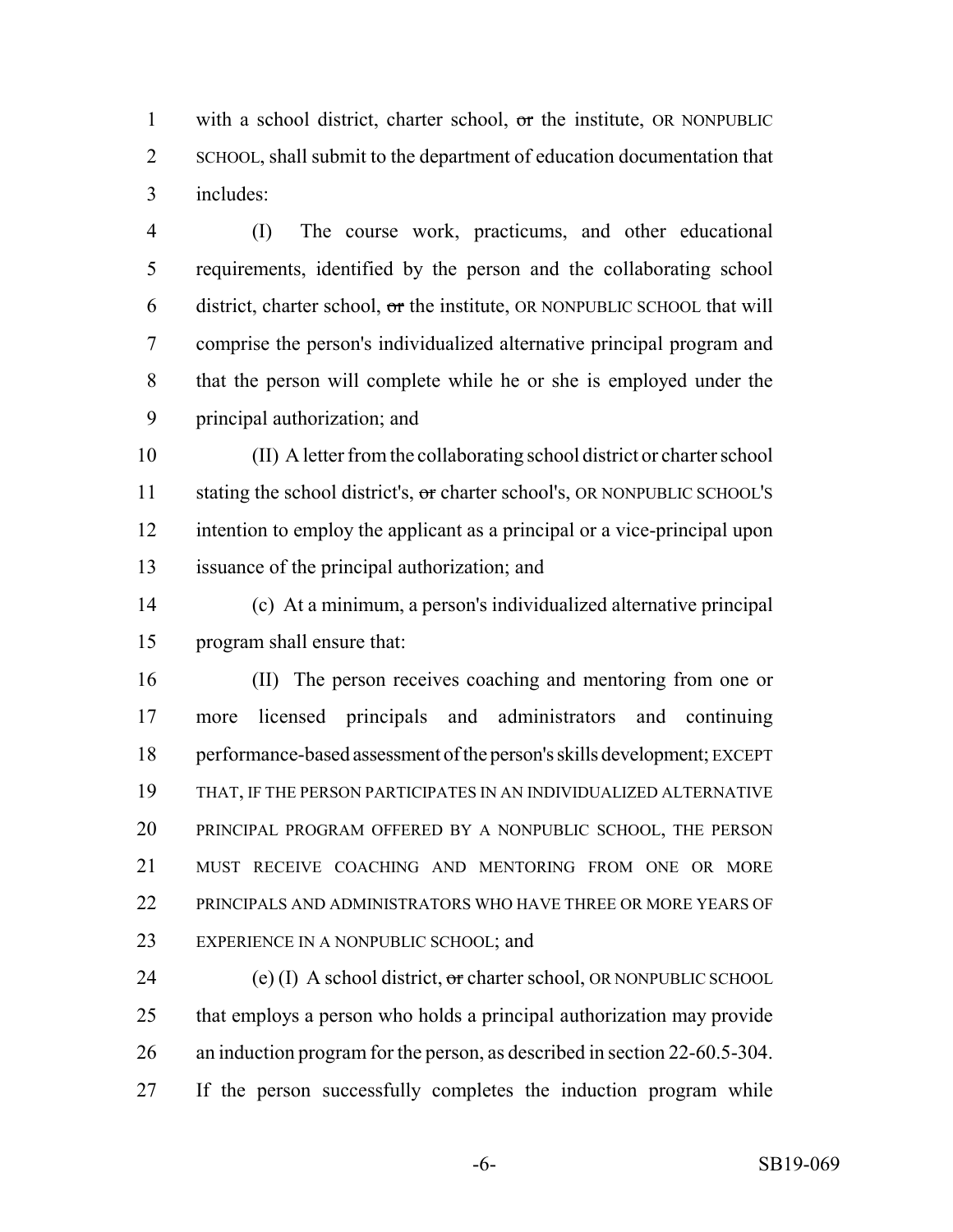with a school district, charter school, ~~or~~ the institute, OR NONPUBLIC SCHOOL, shall submit to the department of education documentation that includes:

(I) The course work, practicums, and other educational requirements, identified by the person and the collaborating school district, charter school, ~~or~~ the institute, OR NONPUBLIC SCHOOL that will comprise the person's individualized alternative principal program and that the person will complete while he or she is employed under the principal authorization; and

(II) A letter from the collaborating school district or charter school stating the school district's, ~~or~~ charter school's, OR NONPUBLIC SCHOOL'S intention to employ the applicant as a principal or a vice-principal upon issuance of the principal authorization; and

(c) At a minimum, a person's individualized alternative principal program shall ensure that:

(II) The person receives coaching and mentoring from one or more licensed principals and administrators and continuing performance-based assessment of the person's skills development; EXCEPT THAT, IF THE PERSON PARTICIPATES IN AN INDIVIDUALIZED ALTERNATIVE PRINCIPAL PROGRAM OFFERED BY A NONPUBLIC SCHOOL, THE PERSON MUST RECEIVE COACHING AND MENTORING FROM ONE OR MORE PRINCIPALS AND ADMINISTRATORS WHO HAVE THREE OR MORE YEARS OF EXPERIENCE IN A NONPUBLIC SCHOOL; and

(e) (I) A school district, ~~or~~ charter school, OR NONPUBLIC SCHOOL that employs a person who holds a principal authorization may provide an induction program for the person, as described in section 22-60.5-304. If the person successfully completes the induction program while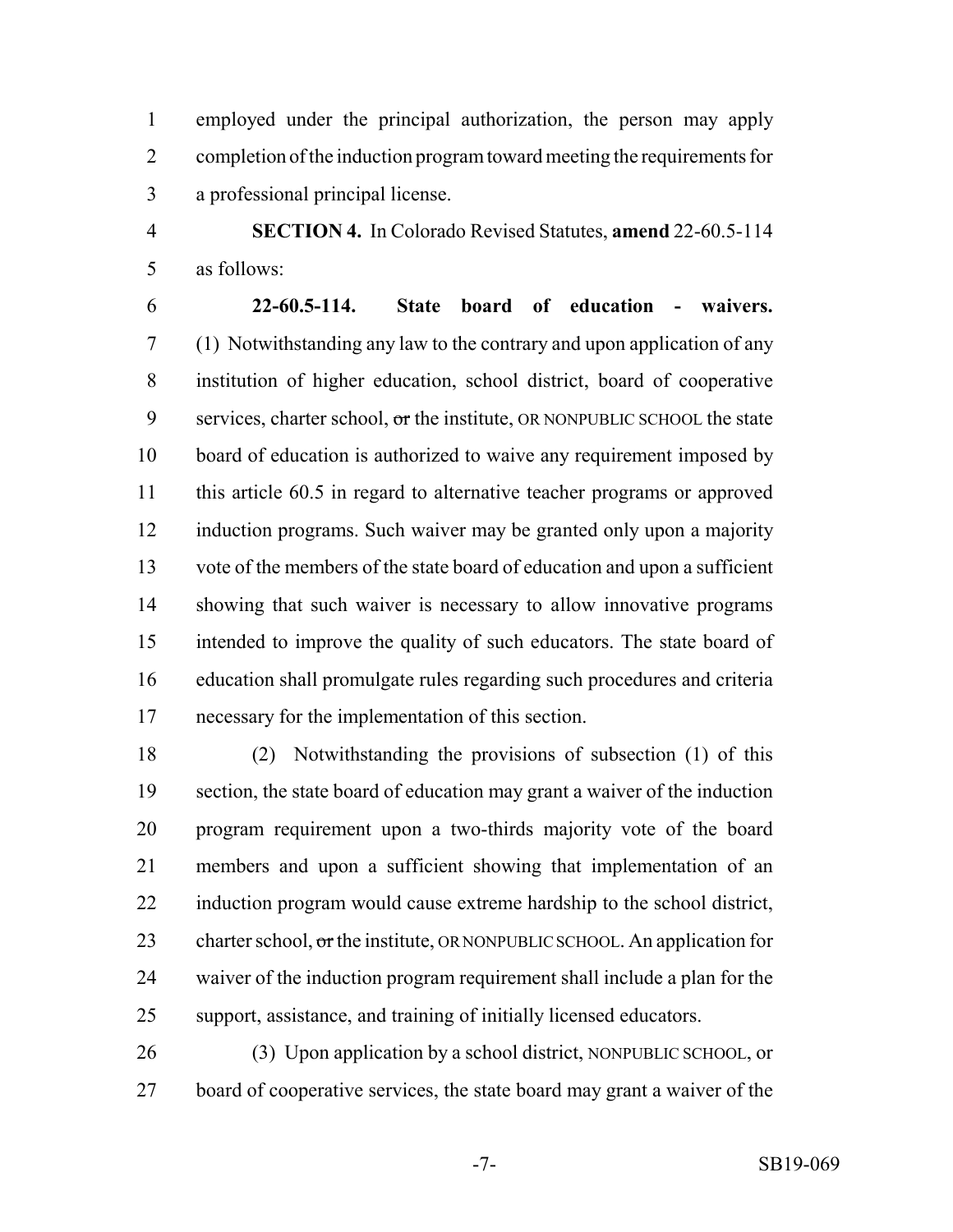employed under the principal authorization, the person may apply completion of the induction program toward meeting the requirements for a professional principal license.

**SECTION 4.** In Colorado Revised Statutes, **amend** 22-60.5-114 as follows:

**22-60.5-114. State board of education - waivers.** (1) Notwithstanding any law to the contrary and upon application of any institution of higher education, school district, board of cooperative services, charter school, ~~or~~ the institute, OR NONPUBLIC SCHOOL the state board of education is authorized to waive any requirement imposed by this article 60.5 in regard to alternative teacher programs or approved induction programs. Such waiver may be granted only upon a majority vote of the members of the state board of education and upon a sufficient showing that such waiver is necessary to allow innovative programs intended to improve the quality of such educators. The state board of education shall promulgate rules regarding such procedures and criteria necessary for the implementation of this section.

(2) Notwithstanding the provisions of subsection (1) of this section, the state board of education may grant a waiver of the induction program requirement upon a two-thirds majority vote of the board members and upon a sufficient showing that implementation of an induction program would cause extreme hardship to the school district, charter school, ~~or~~ the institute, OR NONPUBLIC SCHOOL. An application for waiver of the induction program requirement shall include a plan for the support, assistance, and training of initially licensed educators.

(3) Upon application by a school district, NONPUBLIC SCHOOL, or board of cooperative services, the state board may grant a waiver of the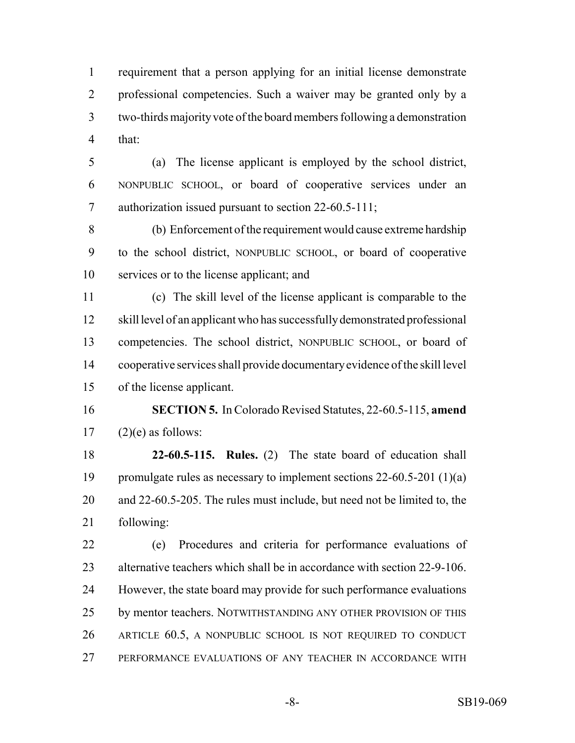requirement that a person applying for an initial license demonstrate professional competencies. Such a waiver may be granted only by a two-thirds majority vote of the board members following a demonstration that:

(a) The license applicant is employed by the school district, NONPUBLIC SCHOOL, or board of cooperative services under an authorization issued pursuant to section 22-60.5-111;

(b) Enforcement of the requirement would cause extreme hardship to the school district, NONPUBLIC SCHOOL, or board of cooperative services or to the license applicant; and

(c) The skill level of the license applicant is comparable to the skill level of an applicant who has successfully demonstrated professional competencies. The school district, NONPUBLIC SCHOOL, or board of cooperative services shall provide documentary evidence of the skill level of the license applicant.

**SECTION 5.** In Colorado Revised Statutes, 22-60.5-115, **amend** (2)(e) as follows:

**22-60.5-115. Rules.** (2) The state board of education shall promulgate rules as necessary to implement sections 22-60.5-201 (1)(a) and 22-60.5-205. The rules must include, but need not be limited to, the following:

(e) Procedures and criteria for performance evaluations of alternative teachers which shall be in accordance with section 22-9-106. However, the state board may provide for such performance evaluations by mentor teachers. NOTWITHSTANDING ANY OTHER PROVISION OF THIS ARTICLE 60.5, A NONPUBLIC SCHOOL IS NOT REQUIRED TO CONDUCT PERFORMANCE EVALUATIONS OF ANY TEACHER IN ACCORDANCE WITH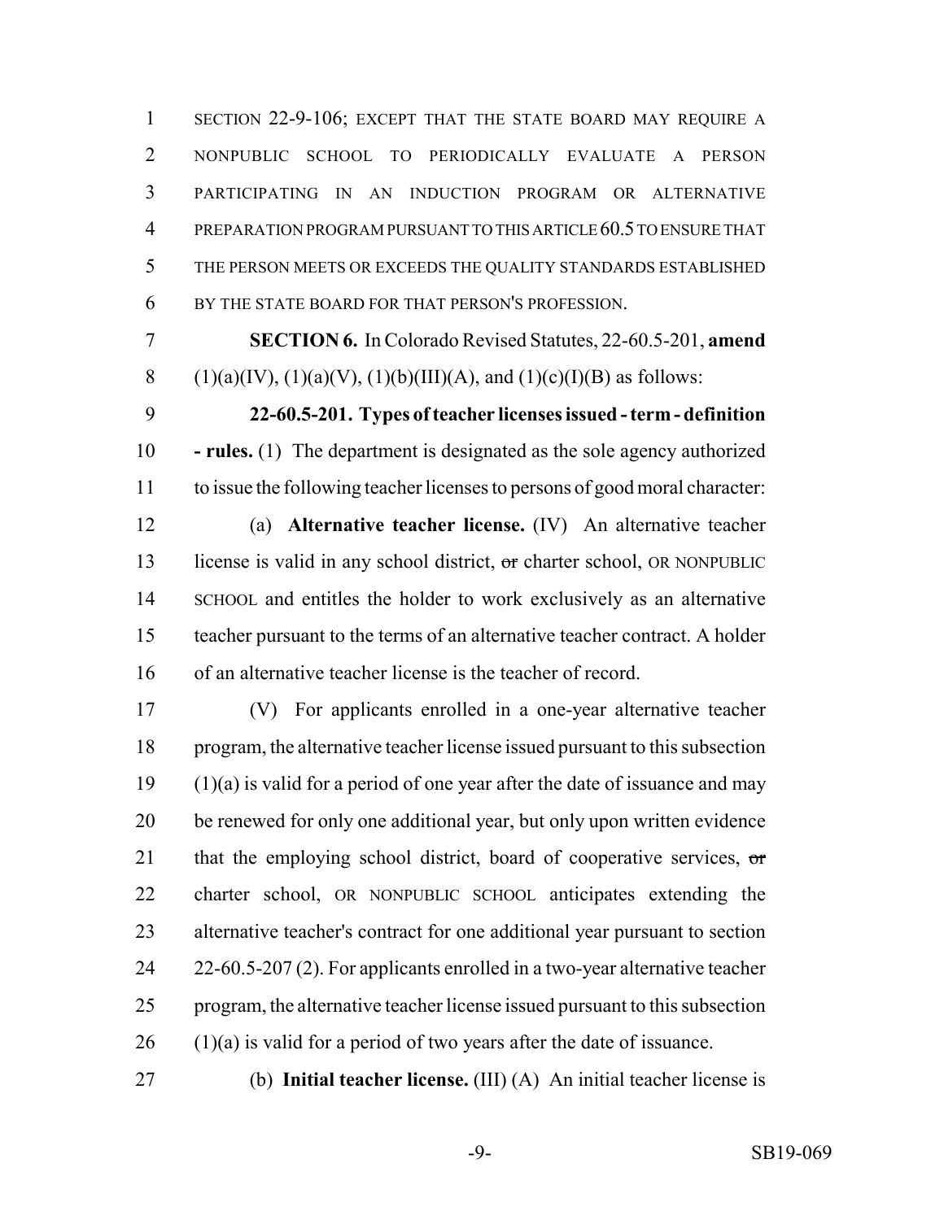SECTION 22-9-106; EXCEPT THAT THE STATE BOARD MAY REQUIRE A NONPUBLIC SCHOOL TO PERIODICALLY EVALUATE A PERSON PARTICIPATING IN AN INDUCTION PROGRAM OR ALTERNATIVE PREPARATION PROGRAM PURSUANT TO THIS ARTICLE 60.5 TO ENSURE THAT THE PERSON MEETS OR EXCEEDS THE QUALITY STANDARDS ESTABLISHED BY THE STATE BOARD FOR THAT PERSON'S PROFESSION.

**SECTION 6.** In Colorado Revised Statutes, 22-60.5-201, **amend** (1)(a)(IV), (1)(a)(V), (1)(b)(III)(A), and (1)(c)(I)(B) as follows:

**22-60.5-201. Types of teacher licenses issued - term - definition - rules.** (1) The department is designated as the sole agency authorized to issue the following teacher licenses to persons of good moral character:

(a) **Alternative teacher license.** (IV) An alternative teacher license is valid in any school district, ~~or~~ charter school, OR NONPUBLIC SCHOOL and entitles the holder to work exclusively as an alternative teacher pursuant to the terms of an alternative teacher contract. A holder of an alternative teacher license is the teacher of record.

(V) For applicants enrolled in a one-year alternative teacher program, the alternative teacher license issued pursuant to this subsection (1)(a) is valid for a period of one year after the date of issuance and may be renewed for only one additional year, but only upon written evidence that the employing school district, board of cooperative services, ~~or~~ charter school, OR NONPUBLIC SCHOOL anticipates extending the alternative teacher's contract for one additional year pursuant to section 22-60.5-207 (2). For applicants enrolled in a two-year alternative teacher program, the alternative teacher license issued pursuant to this subsection (1)(a) is valid for a period of two years after the date of issuance.

(b) **Initial teacher license.** (III) (A) An initial teacher license is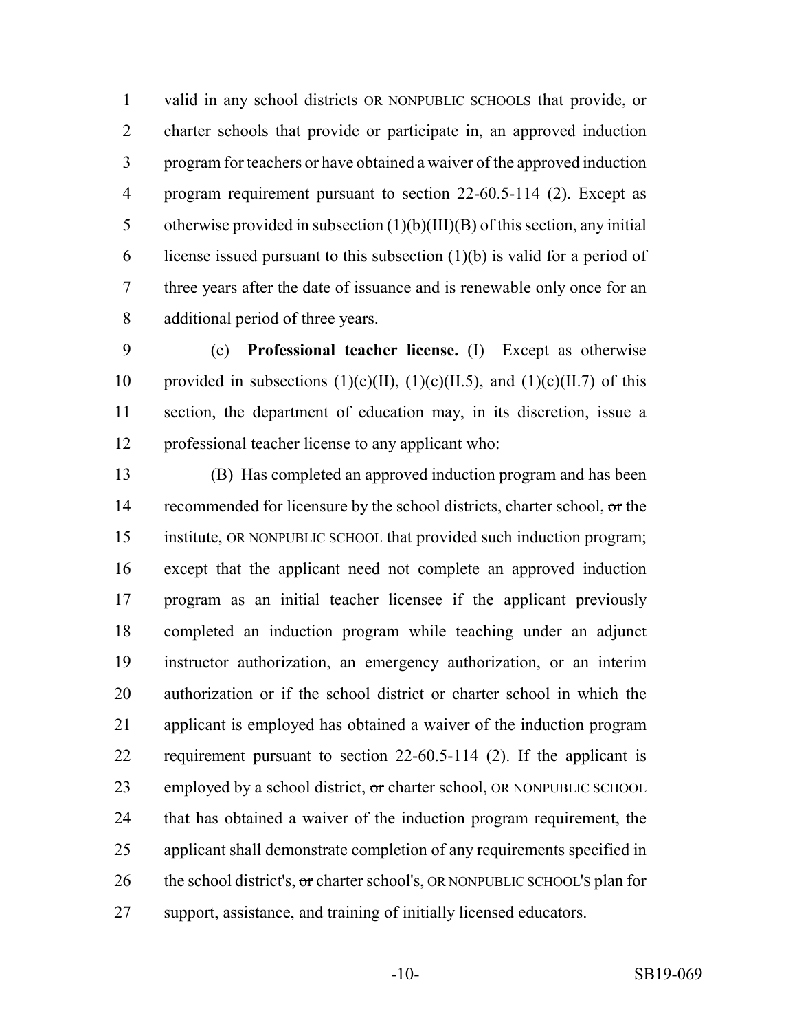valid in any school districts OR NONPUBLIC SCHOOLS that provide, or charter schools that provide or participate in, an approved induction program for teachers or have obtained a waiver of the approved induction program requirement pursuant to section 22-60.5-114 (2). Except as otherwise provided in subsection (1)(b)(III)(B) of this section, any initial license issued pursuant to this subsection (1)(b) is valid for a period of three years after the date of issuance and is renewable only once for an additional period of three years.

(c) **Professional teacher license.** (I) Except as otherwise provided in subsections (1)(c)(II), (1)(c)(II.5), and (1)(c)(II.7) of this section, the department of education may, in its discretion, issue a professional teacher license to any applicant who:

(B) Has completed an approved induction program and has been recommended for licensure by the school districts, charter school, ~~or~~ the institute, OR NONPUBLIC SCHOOL that provided such induction program; except that the applicant need not complete an approved induction program as an initial teacher licensee if the applicant previously completed an induction program while teaching under an adjunct instructor authorization, an emergency authorization, or an interim authorization or if the school district or charter school in which the applicant is employed has obtained a waiver of the induction program requirement pursuant to section 22-60.5-114 (2). If the applicant is employed by a school district, ~~or~~ charter school, OR NONPUBLIC SCHOOL that has obtained a waiver of the induction program requirement, the applicant shall demonstrate completion of any requirements specified in the school district's, ~~or~~ charter school's, OR NONPUBLIC SCHOOL'S plan for support, assistance, and training of initially licensed educators.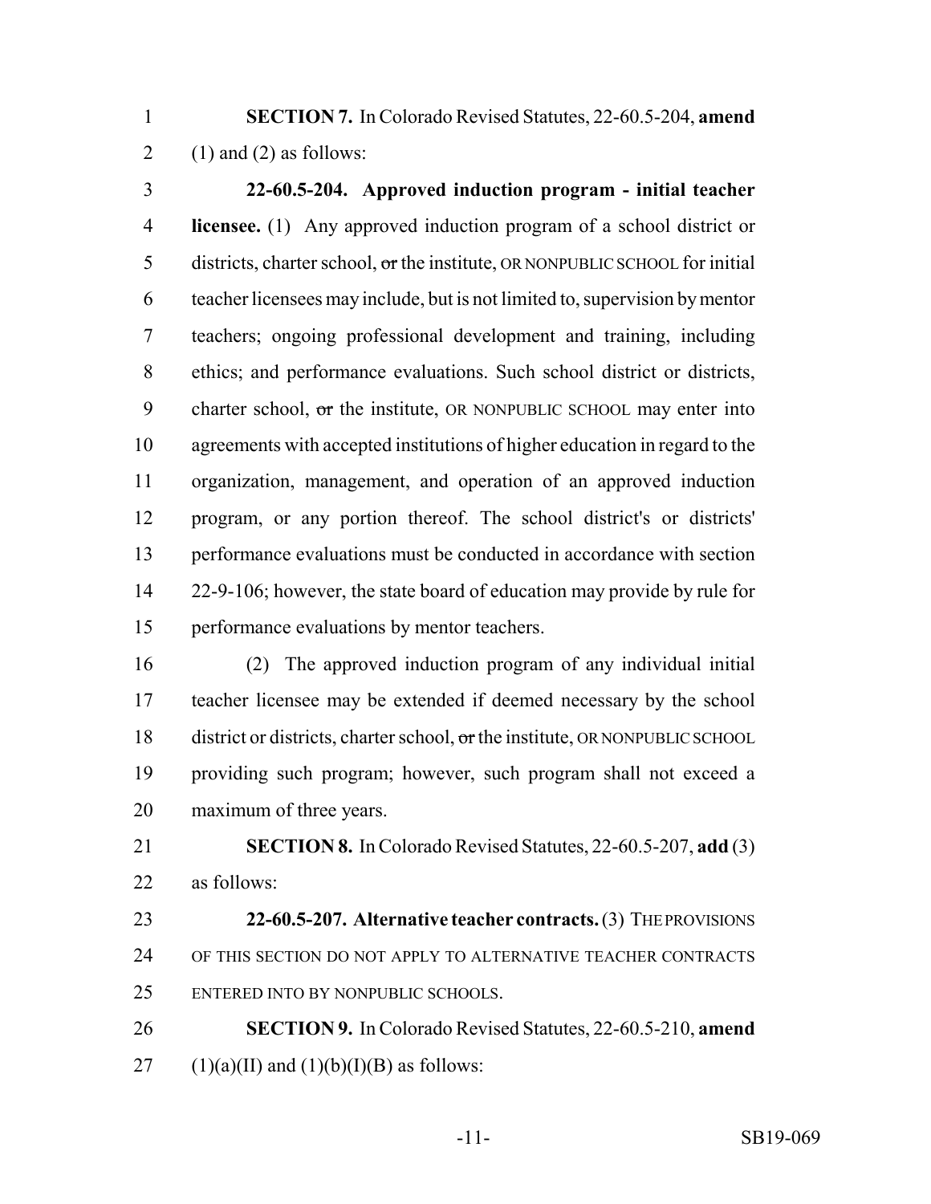**SECTION 7.** In Colorado Revised Statutes, 22-60.5-204, **amend** (1) and (2) as follows:

**22-60.5-204. Approved induction program - initial teacher licensee.** (1) Any approved induction program of a school district or districts, charter school, ~~or~~ the institute, OR NONPUBLIC SCHOOL for initial teacher licensees may include, but is not limited to, supervision by mentor teachers; ongoing professional development and training, including ethics; and performance evaluations. Such school district or districts, charter school, ~~or~~ the institute, OR NONPUBLIC SCHOOL may enter into agreements with accepted institutions of higher education in regard to the organization, management, and operation of an approved induction program, or any portion thereof. The school district's or districts' performance evaluations must be conducted in accordance with section 22-9-106; however, the state board of education may provide by rule for performance evaluations by mentor teachers.

(2) The approved induction program of any individual initial teacher licensee may be extended if deemed necessary by the school district or districts, charter school, ~~or~~ the institute, OR NONPUBLIC SCHOOL providing such program; however, such program shall not exceed a maximum of three years.

**SECTION 8.** In Colorado Revised Statutes, 22-60.5-207, **add** (3) as follows:

**22-60.5-207. Alternative teacher contracts.** (3) THE PROVISIONS OF THIS SECTION DO NOT APPLY TO ALTERNATIVE TEACHER CONTRACTS ENTERED INTO BY NONPUBLIC SCHOOLS.

**SECTION 9.** In Colorado Revised Statutes, 22-60.5-210, **amend** (1)(a)(II) and (1)(b)(I)(B) as follows: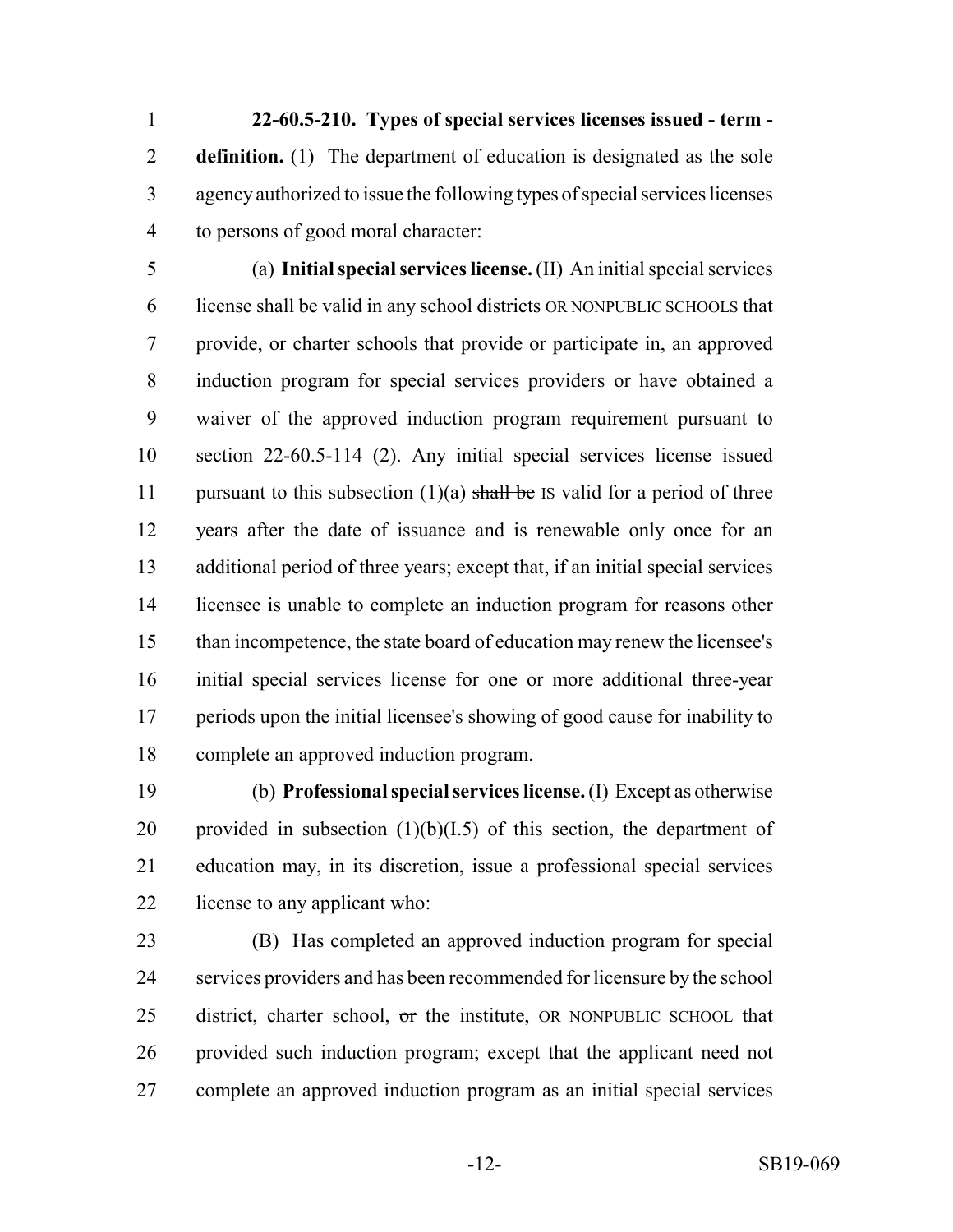**22-60.5-210. Types of special services licenses issued - term - definition.** (1) The department of education is designated as the sole agency authorized to issue the following types of special services licenses to persons of good moral character:

(a) **Initial special services license.** (II) An initial special services license shall be valid in any school districts OR NONPUBLIC SCHOOLS that provide, or charter schools that provide or participate in, an approved induction program for special services providers or have obtained a waiver of the approved induction program requirement pursuant to section 22-60.5-114 (2). Any initial special services license issued pursuant to this subsection (1)(a) ~~shall be~~ IS valid for a period of three years after the date of issuance and is renewable only once for an additional period of three years; except that, if an initial special services licensee is unable to complete an induction program for reasons other than incompetence, the state board of education may renew the licensee's initial special services license for one or more additional three-year periods upon the initial licensee's showing of good cause for inability to complete an approved induction program.

(b) **Professional special services license.** (I) Except as otherwise provided in subsection (1)(b)(I.5) of this section, the department of education may, in its discretion, issue a professional special services license to any applicant who:

(B) Has completed an approved induction program for special services providers and has been recommended for licensure by the school district, charter school, ~~or~~ the institute, OR NONPUBLIC SCHOOL that provided such induction program; except that the applicant need not complete an approved induction program as an initial special services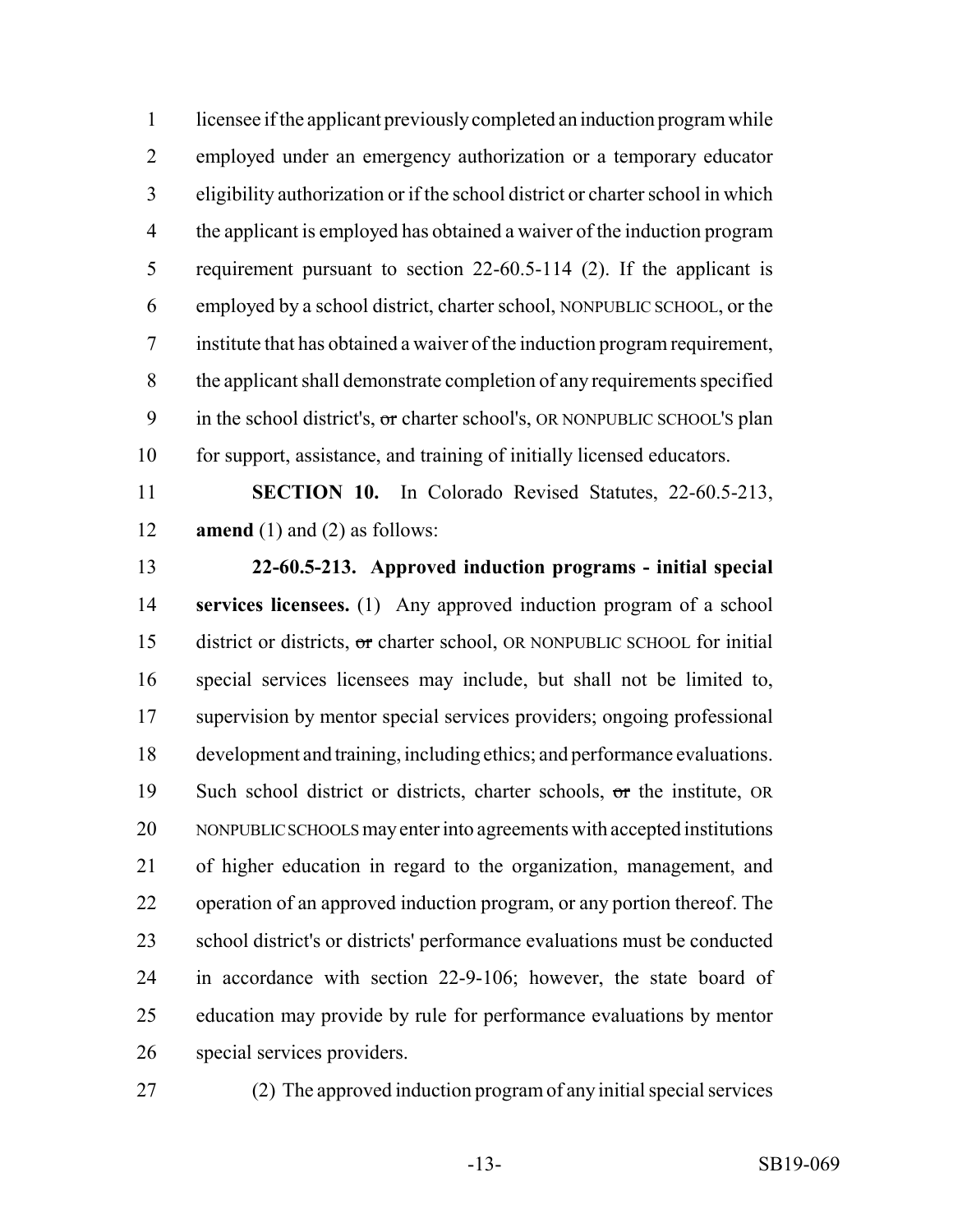licensee if the applicant previously completed an induction program while employed under an emergency authorization or a temporary educator eligibility authorization or if the school district or charter school in which the applicant is employed has obtained a waiver of the induction program requirement pursuant to section 22-60.5-114 (2). If the applicant is employed by a school district, charter school, NONPUBLIC SCHOOL, or the institute that has obtained a waiver of the induction program requirement, the applicant shall demonstrate completion of any requirements specified in the school district's, ~~or~~ charter school's, OR NONPUBLIC SCHOOL'S plan for support, assistance, and training of initially licensed educators.

**SECTION 10.** In Colorado Revised Statutes, 22-60.5-213, **amend** (1) and (2) as follows:

**22-60.5-213. Approved induction programs - initial special services licensees.** (1) Any approved induction program of a school district or districts, ~~or~~ charter school, OR NONPUBLIC SCHOOL for initial special services licensees may include, but shall not be limited to, supervision by mentor special services providers; ongoing professional development and training, including ethics; and performance evaluations. Such school district or districts, charter schools, ~~or~~ the institute, OR NONPUBLIC SCHOOLS may enter into agreements with accepted institutions of higher education in regard to the organization, management, and operation of an approved induction program, or any portion thereof. The school district's or districts' performance evaluations must be conducted in accordance with section 22-9-106; however, the state board of education may provide by rule for performance evaluations by mentor special services providers.

(2) The approved induction program of any initial special services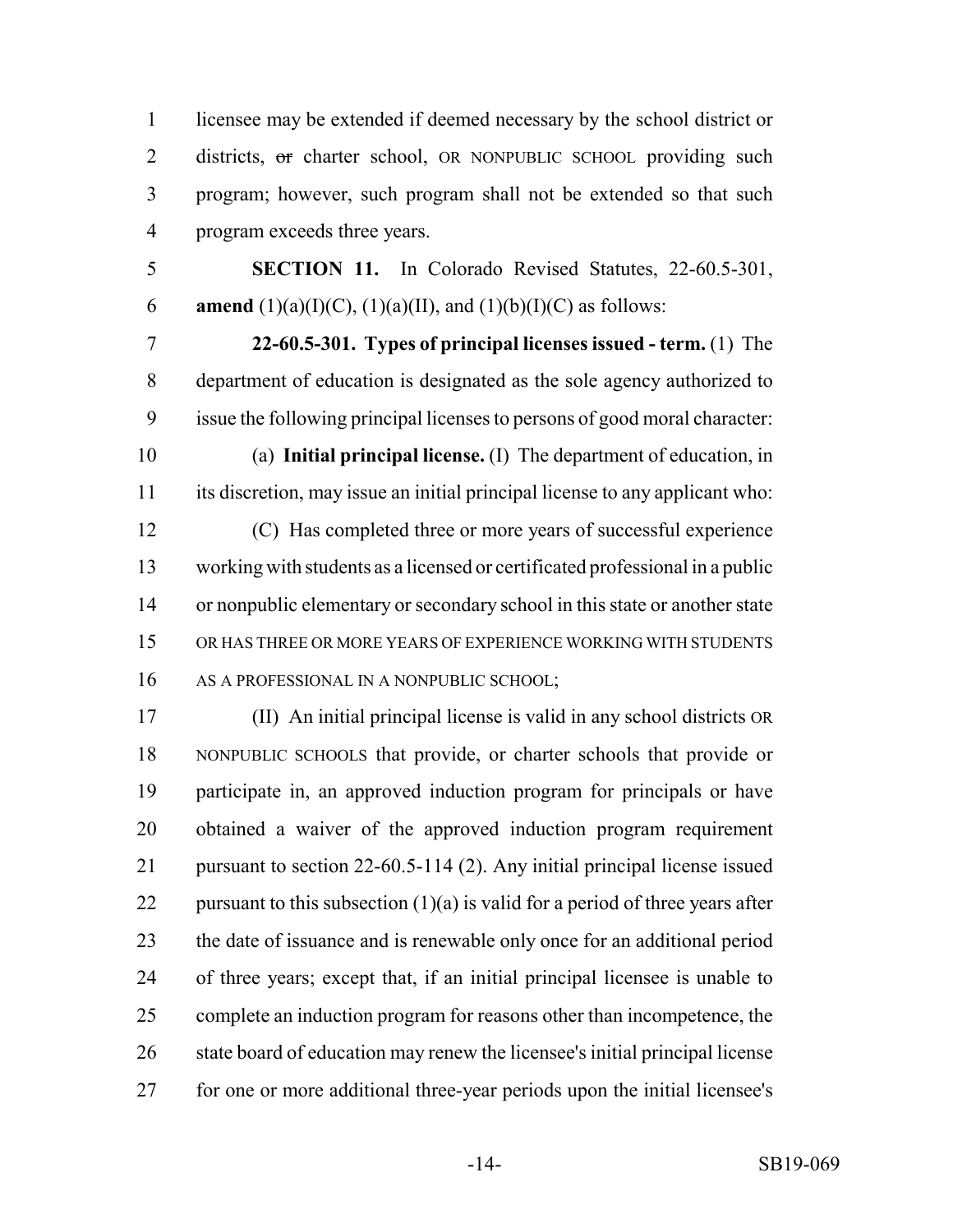licensee may be extended if deemed necessary by the school district or districts, ~~or~~ charter school, OR NONPUBLIC SCHOOL providing such program; however, such program shall not be extended so that such program exceeds three years.

**SECTION 11.** In Colorado Revised Statutes, 22-60.5-301, **amend** (1)(a)(I)(C), (1)(a)(II), and (1)(b)(I)(C) as follows:

**22-60.5-301. Types of principal licenses issued - term.** (1) The department of education is designated as the sole agency authorized to issue the following principal licenses to persons of good moral character:

(a) **Initial principal license.** (I) The department of education, in its discretion, may issue an initial principal license to any applicant who:

(C) Has completed three or more years of successful experience working with students as a licensed or certificated professional in a public or nonpublic elementary or secondary school in this state or another state OR HAS THREE OR MORE YEARS OF EXPERIENCE WORKING WITH STUDENTS AS A PROFESSIONAL IN A NONPUBLIC SCHOOL;

(II) An initial principal license is valid in any school districts OR NONPUBLIC SCHOOLS that provide, or charter schools that provide or participate in, an approved induction program for principals or have obtained a waiver of the approved induction program requirement pursuant to section 22-60.5-114 (2). Any initial principal license issued pursuant to this subsection (1)(a) is valid for a period of three years after the date of issuance and is renewable only once for an additional period of three years; except that, if an initial principal licensee is unable to complete an induction program for reasons other than incompetence, the state board of education may renew the licensee's initial principal license for one or more additional three-year periods upon the initial licensee's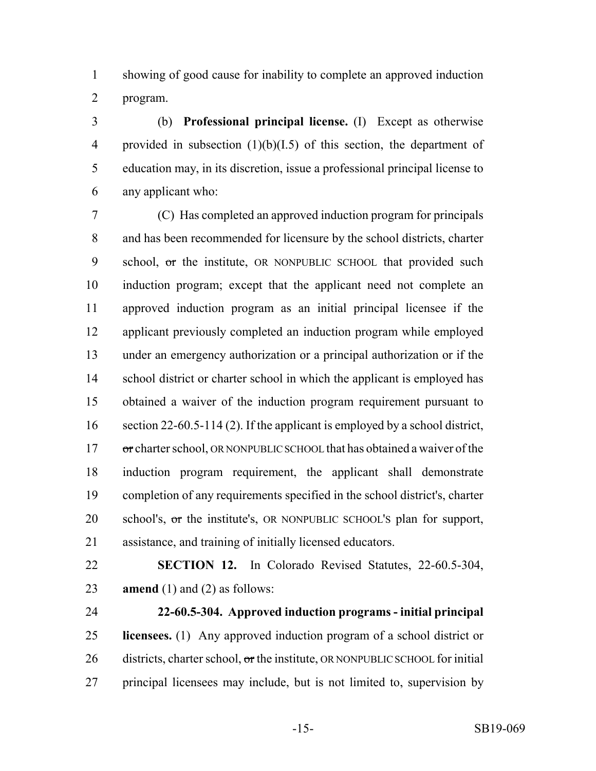showing of good cause for inability to complete an approved induction program.

(b) **Professional principal license.** (I) Except as otherwise provided in subsection (1)(b)(I.5) of this section, the department of education may, in its discretion, issue a professional principal license to any applicant who:

(C) Has completed an approved induction program for principals and has been recommended for licensure by the school districts, charter school, ~~or~~ the institute, OR NONPUBLIC SCHOOL that provided such induction program; except that the applicant need not complete an approved induction program as an initial principal licensee if the applicant previously completed an induction program while employed under an emergency authorization or a principal authorization or if the school district or charter school in which the applicant is employed has obtained a waiver of the induction program requirement pursuant to section 22-60.5-114 (2). If the applicant is employed by a school district, ~~or~~ charter school, OR NONPUBLIC SCHOOL that has obtained a waiver of the induction program requirement, the applicant shall demonstrate completion of any requirements specified in the school district's, charter school's, ~~or~~ the institute's, OR NONPUBLIC SCHOOL'S plan for support, assistance, and training of initially licensed educators.

**SECTION 12.** In Colorado Revised Statutes, 22-60.5-304, **amend** (1) and (2) as follows:

**22-60.5-304. Approved induction programs - initial principal licensees.** (1) Any approved induction program of a school district or districts, charter school, ~~or~~ the institute, OR NONPUBLIC SCHOOL for initial principal licensees may include, but is not limited to, supervision by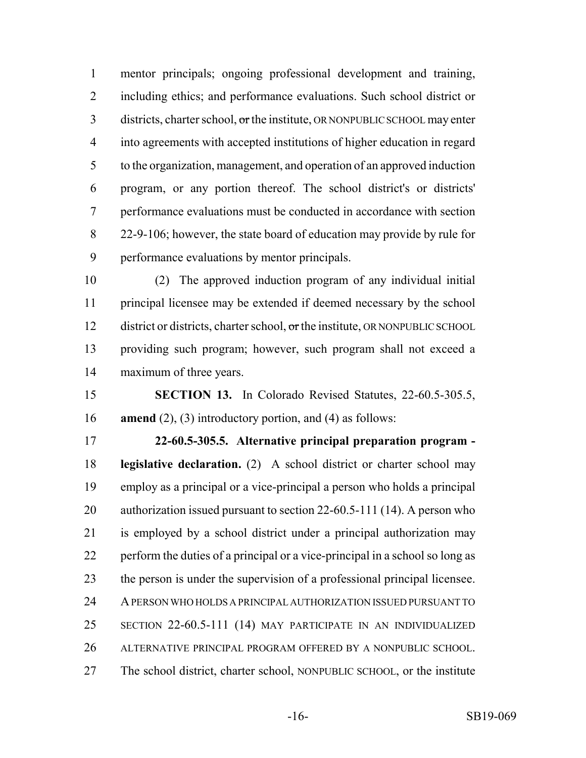mentor principals; ongoing professional development and training, including ethics; and performance evaluations. Such school district or districts, charter school, ~~or~~ the institute, OR NONPUBLIC SCHOOL may enter into agreements with accepted institutions of higher education in regard to the organization, management, and operation of an approved induction program, or any portion thereof. The school district's or districts' performance evaluations must be conducted in accordance with section 22-9-106; however, the state board of education may provide by rule for performance evaluations by mentor principals.

(2) The approved induction program of any individual initial principal licensee may be extended if deemed necessary by the school district or districts, charter school, ~~or~~ the institute, OR NONPUBLIC SCHOOL providing such program; however, such program shall not exceed a maximum of three years.

**SECTION 13.** In Colorado Revised Statutes, 22-60.5-305.5, **amend** (2), (3) introductory portion, and (4) as follows:

**22-60.5-305.5. Alternative principal preparation program - legislative declaration.** (2) A school district or charter school may employ as a principal or a vice-principal a person who holds a principal authorization issued pursuant to section 22-60.5-111 (14). A person who is employed by a school district under a principal authorization may perform the duties of a principal or a vice-principal in a school so long as the person is under the supervision of a professional principal licensee. A PERSON WHO HOLDS A PRINCIPAL AUTHORIZATION ISSUED PURSUANT TO SECTION 22-60.5-111 (14) MAY PARTICIPATE IN AN INDIVIDUALIZED ALTERNATIVE PRINCIPAL PROGRAM OFFERED BY A NONPUBLIC SCHOOL. The school district, charter school, NONPUBLIC SCHOOL, or the institute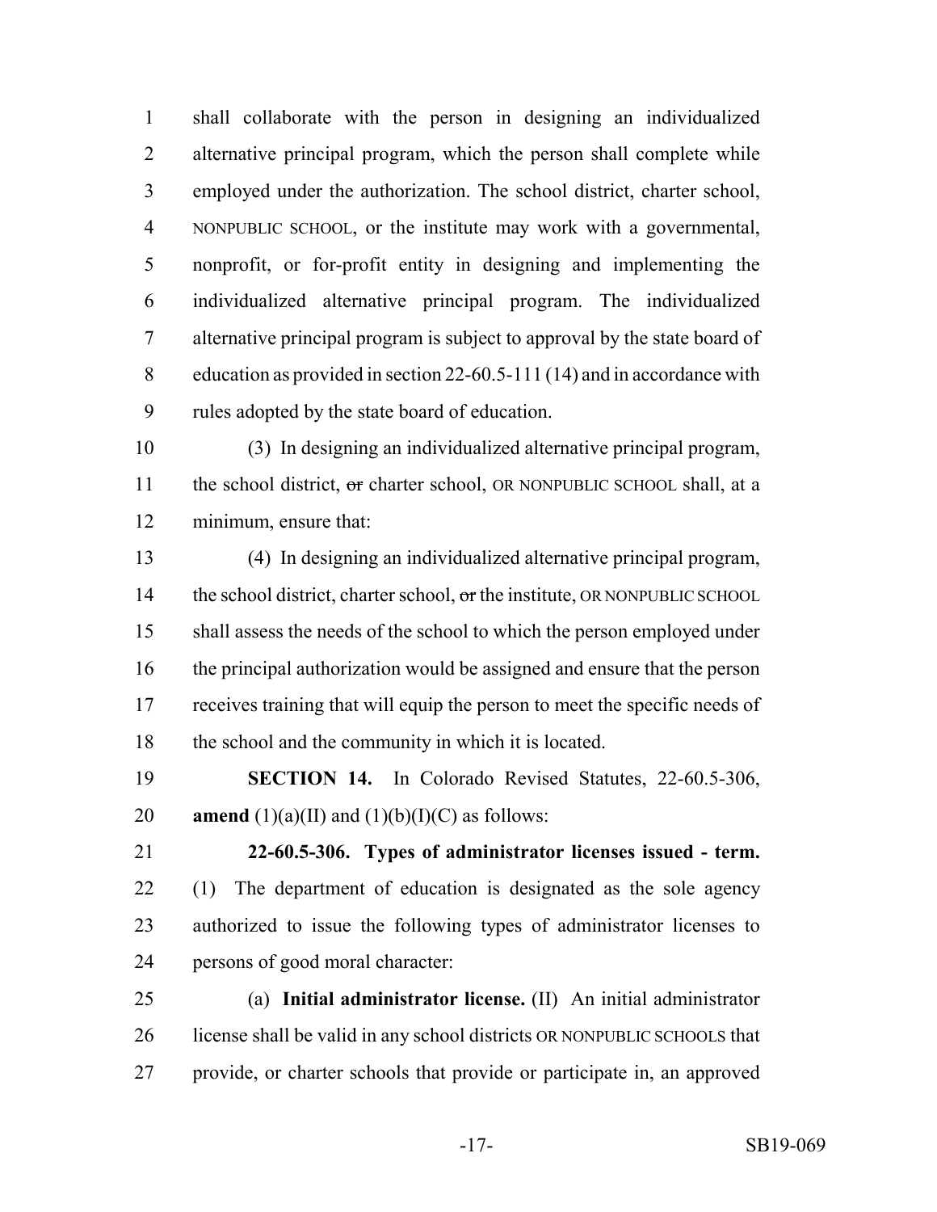shall collaborate with the person in designing an individualized alternative principal program, which the person shall complete while employed under the authorization. The school district, charter school, NONPUBLIC SCHOOL, or the institute may work with a governmental, nonprofit, or for-profit entity in designing and implementing the individualized alternative principal program. The individualized alternative principal program is subject to approval by the state board of education as provided in section 22-60.5-111 (14) and in accordance with rules adopted by the state board of education.

(3) In designing an individualized alternative principal program, the school district, ~~or~~ charter school, OR NONPUBLIC SCHOOL shall, at a minimum, ensure that:

(4) In designing an individualized alternative principal program, the school district, charter school, ~~or~~ the institute, OR NONPUBLIC SCHOOL shall assess the needs of the school to which the person employed under the principal authorization would be assigned and ensure that the person receives training that will equip the person to meet the specific needs of the school and the community in which it is located.

**SECTION 14.** In Colorado Revised Statutes, 22-60.5-306, **amend** (1)(a)(II) and (1)(b)(I)(C) as follows:

**22-60.5-306. Types of administrator licenses issued - term.** (1) The department of education is designated as the sole agency authorized to issue the following types of administrator licenses to persons of good moral character:

(a) **Initial administrator license.** (II) An initial administrator license shall be valid in any school districts OR NONPUBLIC SCHOOLS that provide, or charter schools that provide or participate in, an approved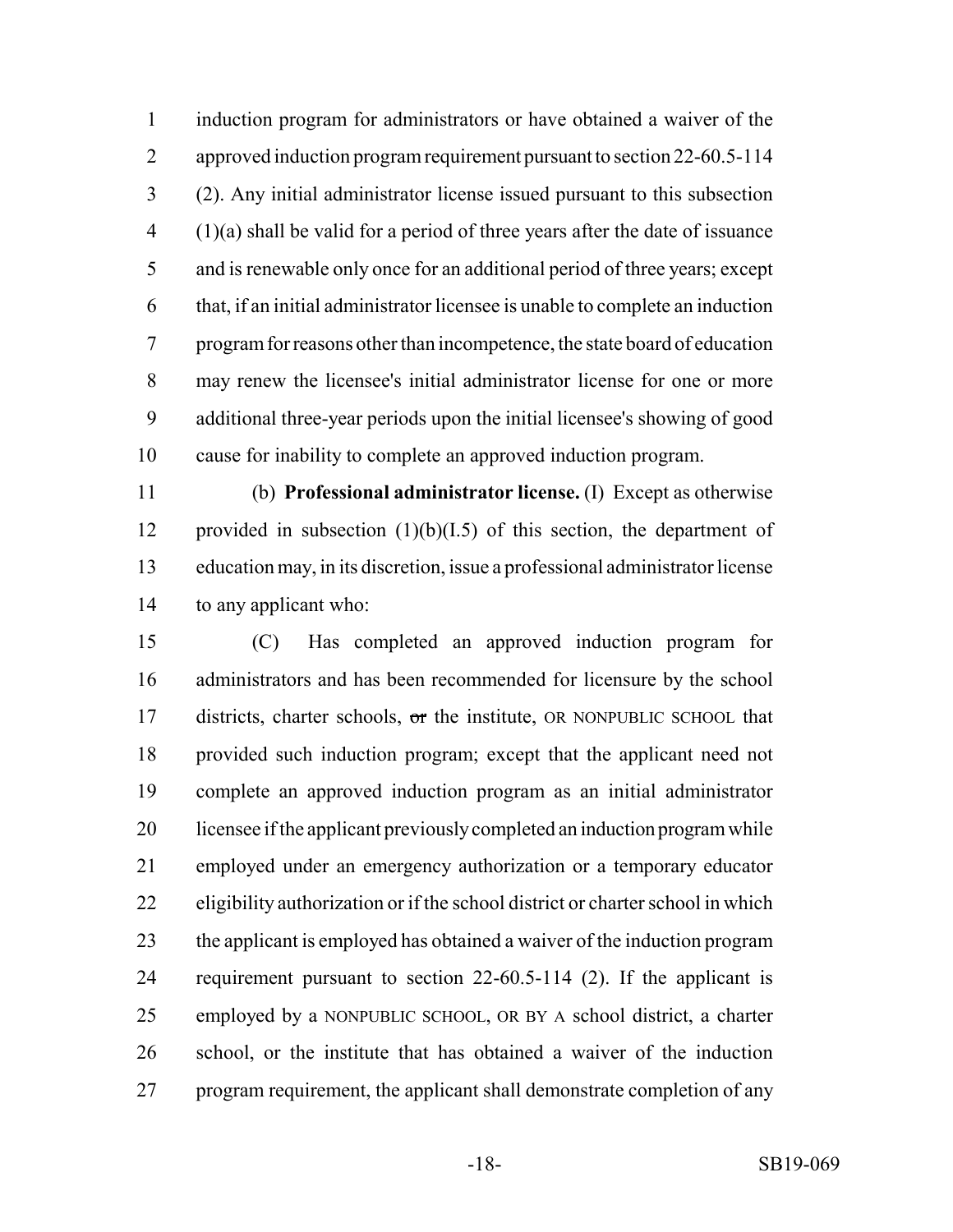induction program for administrators or have obtained a waiver of the approved induction program requirement pursuant to section 22-60.5-114 (2). Any initial administrator license issued pursuant to this subsection (1)(a) shall be valid for a period of three years after the date of issuance and is renewable only once for an additional period of three years; except that, if an initial administrator licensee is unable to complete an induction program for reasons other than incompetence, the state board of education may renew the licensee's initial administrator license for one or more additional three-year periods upon the initial licensee's showing of good cause for inability to complete an approved induction program.

(b) **Professional administrator license.** (I) Except as otherwise provided in subsection (1)(b)(I.5) of this section, the department of education may, in its discretion, issue a professional administrator license to any applicant who:

(C) Has completed an approved induction program for administrators and has been recommended for licensure by the school districts, charter schools, ~~or~~ the institute, OR NONPUBLIC SCHOOL that provided such induction program; except that the applicant need not complete an approved induction program as an initial administrator licensee if the applicant previously completed an induction program while employed under an emergency authorization or a temporary educator eligibility authorization or if the school district or charter school in which the applicant is employed has obtained a waiver of the induction program requirement pursuant to section 22-60.5-114 (2). If the applicant is employed by a NONPUBLIC SCHOOL, OR BY A school district, a charter school, or the institute that has obtained a waiver of the induction program requirement, the applicant shall demonstrate completion of any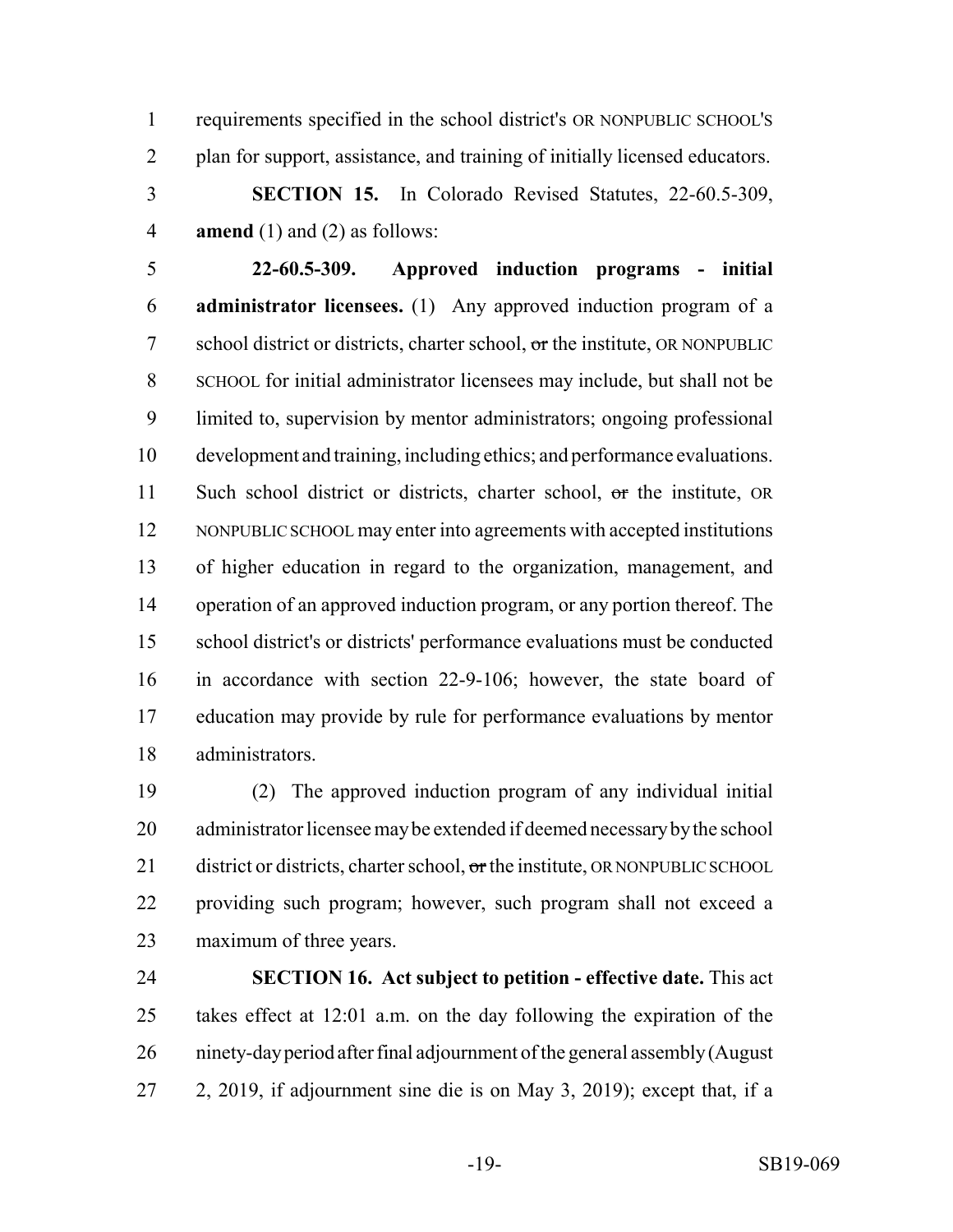requirements specified in the school district's OR NONPUBLIC SCHOOL'S plan for support, assistance, and training of initially licensed educators.

**SECTION 15.** In Colorado Revised Statutes, 22-60.5-309, **amend** (1) and (2) as follows:

**22-60.5-309. Approved induction programs - initial administrator licensees.** (1) Any approved induction program of a school district or districts, charter school, ~~or~~ the institute, OR NONPUBLIC SCHOOL for initial administrator licensees may include, but shall not be limited to, supervision by mentor administrators; ongoing professional development and training, including ethics; and performance evaluations. Such school district or districts, charter school, ~~or~~ the institute, OR NONPUBLIC SCHOOL may enter into agreements with accepted institutions of higher education in regard to the organization, management, and operation of an approved induction program, or any portion thereof. The school district's or districts' performance evaluations must be conducted in accordance with section 22-9-106; however, the state board of education may provide by rule for performance evaluations by mentor administrators.

(2) The approved induction program of any individual initial administrator licensee may be extended if deemed necessary by the school district or districts, charter school, ~~or~~ the institute, OR NONPUBLIC SCHOOL providing such program; however, such program shall not exceed a maximum of three years.

**SECTION 16. Act subject to petition - effective date.** This act takes effect at 12:01 a.m. on the day following the expiration of the ninety-day period after final adjournment of the general assembly (August 2, 2019, if adjournment sine die is on May 3, 2019); except that, if a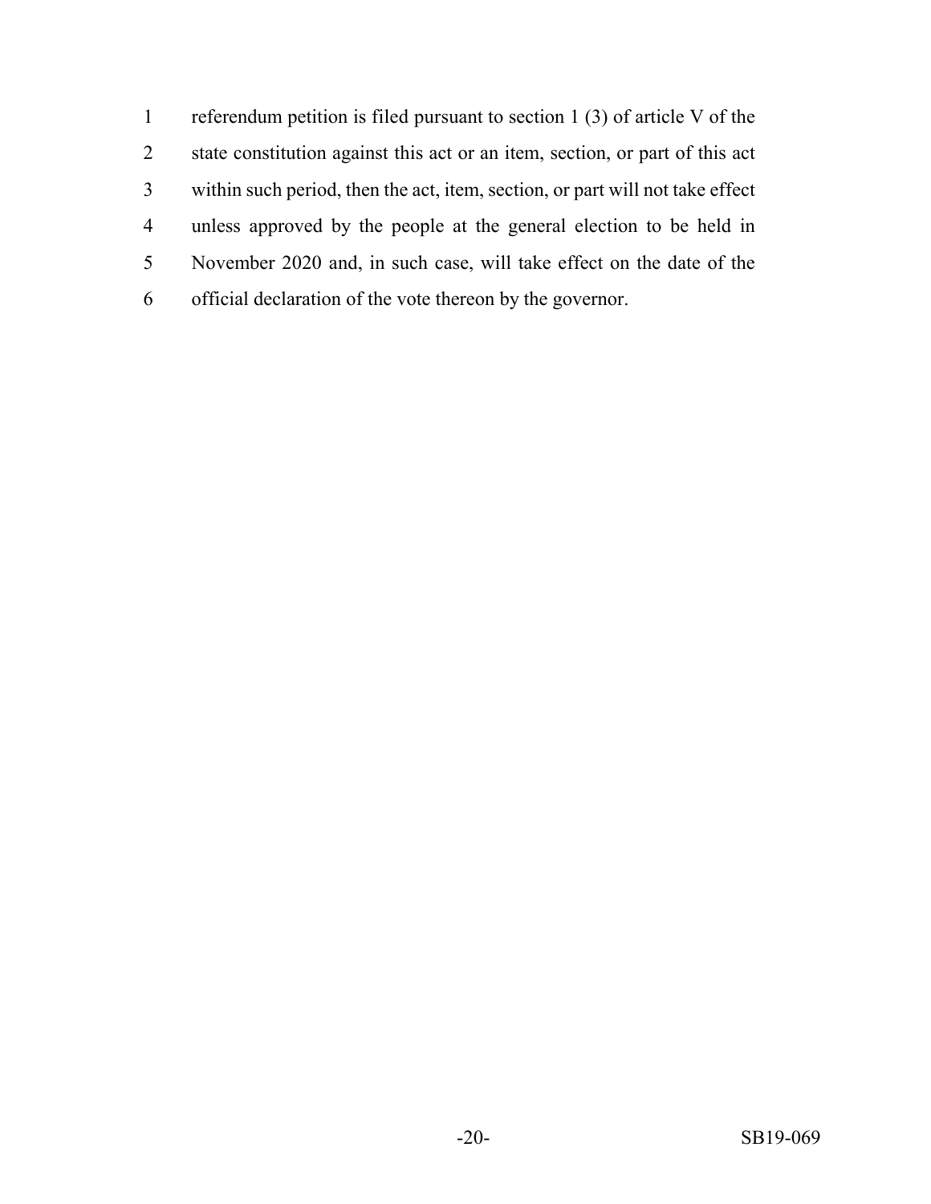referendum petition is filed pursuant to section 1 (3) of article V of the state constitution against this act or an item, section, or part of this act within such period, then the act, item, section, or part will not take effect unless approved by the people at the general election to be held in November 2020 and, in such case, will take effect on the date of the official declaration of the vote thereon by the governor.